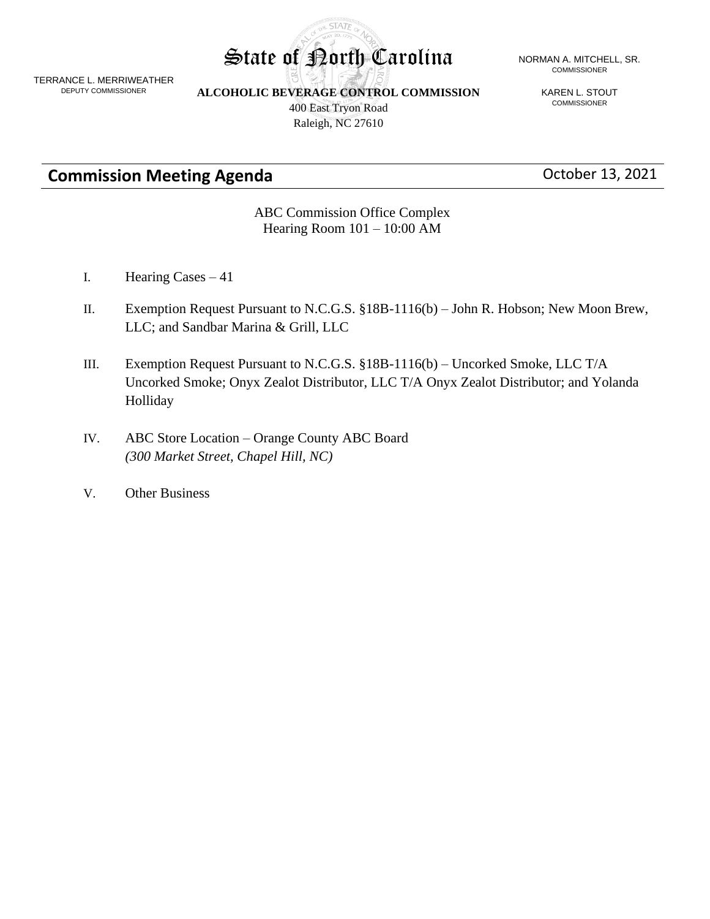TERRANCE L. MERRIWEATHER
DEPUTY COMMISSIONER

# State of North Carolina

**ALCOHOLIC BEVERAGE CONTROL COMMISSION**
400 East Tryon Road
Raleigh, NC 27610

NORMAN A. MITCHELL, SR.
COMMISSIONER

KAREN L. STOUT
COMMISSIONER

## Commission Meeting Agenda

October 13, 2021

ABC Commission Office Complex
Hearing Room 101 – 10:00 AM

I. Hearing Cases – 41

II. Exemption Request Pursuant to N.C.G.S. §18B-1116(b) – John R. Hobson; New Moon Brew, LLC; and Sandbar Marina & Grill, LLC

III. Exemption Request Pursuant to N.C.G.S. §18B-1116(b) – Uncorked Smoke, LLC T/A Uncorked Smoke; Onyx Zealot Distributor, LLC T/A Onyx Zealot Distributor; and Yolanda Holliday

IV. ABC Store Location – Orange County ABC Board
*(300 Market Street, Chapel Hill, NC)*

V. Other Business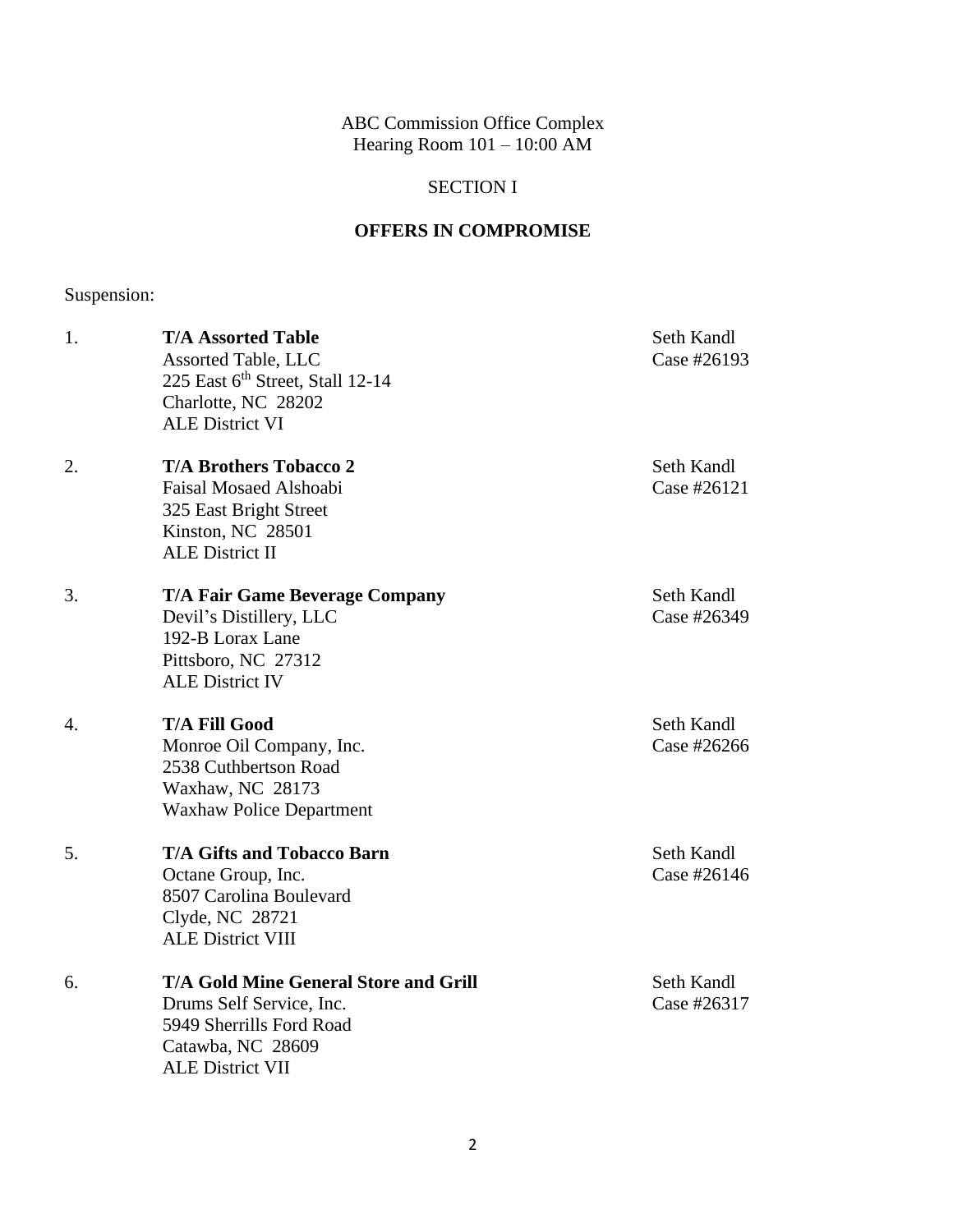ABC Commission Office Complex
Hearing Room 101 – 10:00 AM

SECTION I

**OFFERS IN COMPROMISE**

Suspension:

| | | |
|---|---|---|
| 1. | **T/A Assorted Table**<br>Assorted Table, LLC<br>225 East 6th Street, Stall 12-14<br>Charlotte, NC 28202<br>ALE District VI | Seth Kandl<br>Case #26193 |
| 2. | **T/A Brothers Tobacco 2**<br>Faisal Mosaed Alshoabi<br>325 East Bright Street<br>Kinston, NC 28501<br>ALE District II | Seth Kandl<br>Case #26121 |
| 3. | **T/A Fair Game Beverage Company**<br>Devil's Distillery, LLC<br>192-B Lorax Lane<br>Pittsboro, NC 27312<br>ALE District IV | Seth Kandl<br>Case #26349 |
| 4. | **T/A Fill Good**<br>Monroe Oil Company, Inc.<br>2538 Cuthbertson Road<br>Waxhaw, NC 28173<br>Waxhaw Police Department | Seth Kandl<br>Case #26266 |
| 5. | **T/A Gifts and Tobacco Barn**<br>Octane Group, Inc.<br>8507 Carolina Boulevard<br>Clyde, NC 28721<br>ALE District VIII | Seth Kandl<br>Case #26146 |
| 6. | **T/A Gold Mine General Store and Grill**<br>Drums Self Service, Inc.<br>5949 Sherrills Ford Road<br>Catawba, NC 28609<br>ALE District VII | Seth Kandl<br>Case #26317 |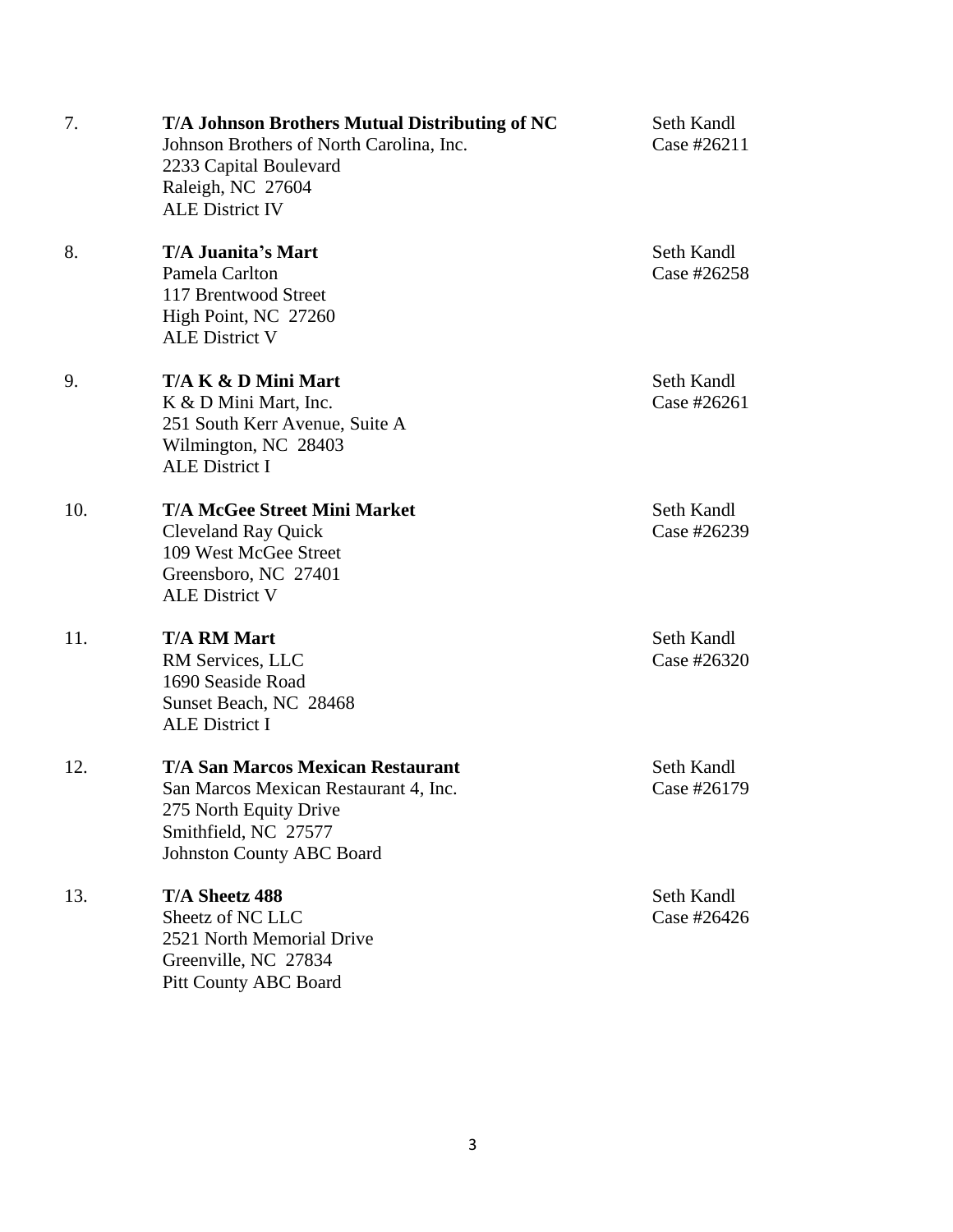7. **T/A Johnson Brothers Mutual Distributing of NC**
   Johnson Brothers of North Carolina, Inc.
   2233 Capital Boulevard
   Raleigh, NC 27604
   ALE District IV

   Seth Kandl
   Case #26211

8. **T/A Juanita's Mart**
   Pamela Carlton
   117 Brentwood Street
   High Point, NC 27260
   ALE District V

   Seth Kandl
   Case #26258

9. **T/A K & D Mini Mart**
   K & D Mini Mart, Inc.
   251 South Kerr Avenue, Suite A
   Wilmington, NC 28403
   ALE District I

   Seth Kandl
   Case #26261

10. **T/A McGee Street Mini Market**
    Cleveland Ray Quick
    109 West McGee Street
    Greensboro, NC 27401
    ALE District V

    Seth Kandl
    Case #26239

11. **T/A RM Mart**
    RM Services, LLC
    1690 Seaside Road
    Sunset Beach, NC 28468
    ALE District I

    Seth Kandl
    Case #26320

12. **T/A San Marcos Mexican Restaurant**
    San Marcos Mexican Restaurant 4, Inc.
    275 North Equity Drive
    Smithfield, NC 27577
    Johnston County ABC Board

    Seth Kandl
    Case #26179

13. **T/A Sheetz 488**
    Sheetz of NC LLC
    2521 North Memorial Drive
    Greenville, NC 27834
    Pitt County ABC Board

    Seth Kandl
    Case #26426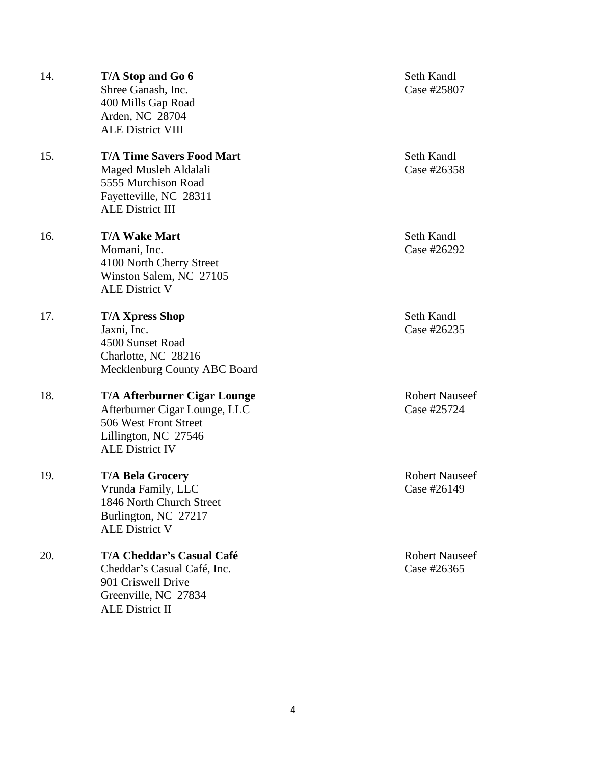14. **T/A Stop and Go 6**
    Shree Ganash, Inc.
    400 Mills Gap Road
    Arden, NC 28704
    ALE District VIII

    Seth Kandl
    Case #25807

15. **T/A Time Savers Food Mart**
    Maged Musleh Aldalali
    5555 Murchison Road
    Fayetteville, NC 28311
    ALE District III

    Seth Kandl
    Case #26358

16. **T/A Wake Mart**
    Momani, Inc.
    4100 North Cherry Street
    Winston Salem, NC 27105
    ALE District V

    Seth Kandl
    Case #26292

17. **T/A Xpress Shop**
    Jaxni, Inc.
    4500 Sunset Road
    Charlotte, NC 28216
    Mecklenburg County ABC Board

    Seth Kandl
    Case #26235

18. **T/A Afterburner Cigar Lounge**
    Afterburner Cigar Lounge, LLC
    506 West Front Street
    Lillington, NC 27546
    ALE District IV

    Robert Nauseef
    Case #25724

19. **T/A Bela Grocery**
    Vrunda Family, LLC
    1846 North Church Street
    Burlington, NC 27217
    ALE District V

    Robert Nauseef
    Case #26149

20. **T/A Cheddar's Casual Café**
    Cheddar's Casual Café, Inc.
    901 Criswell Drive
    Greenville, NC 27834
    ALE District II

    Robert Nauseef
    Case #26365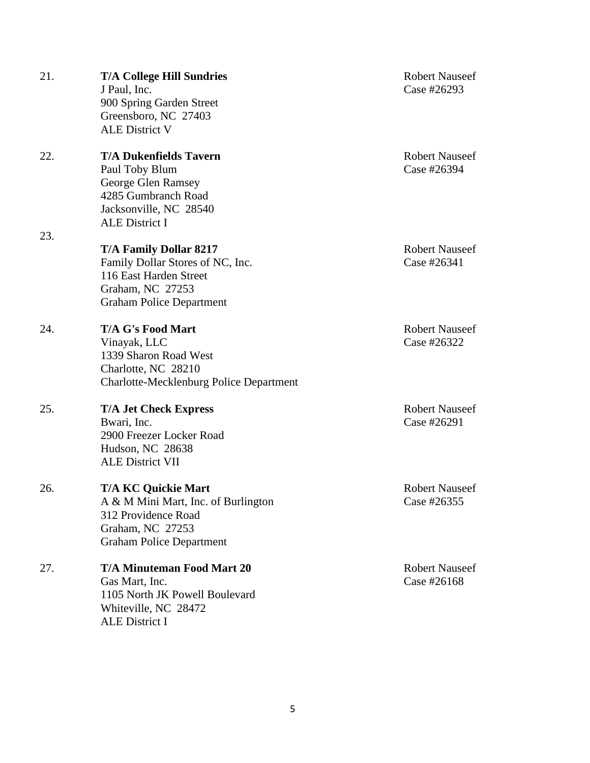21. **T/A College Hill Sundries**
    J Paul, Inc.
    900 Spring Garden Street
    Greensboro, NC 27403
    ALE District V

    Robert Nauseef
    Case #26293

22. **T/A Dukenfields Tavern**
    Paul Toby Blum
    George Glen Ramsey
    4285 Gumbranch Road
    Jacksonville, NC 28540
    ALE District I

    Robert Nauseef
    Case #26394

23. **T/A Family Dollar 8217**
    Family Dollar Stores of NC, Inc.
    116 East Harden Street
    Graham, NC 27253
    Graham Police Department

    Robert Nauseef
    Case #26341

24. **T/A G's Food Mart**
    Vinayak, LLC
    1339 Sharon Road West
    Charlotte, NC 28210
    Charlotte-Mecklenburg Police Department

    Robert Nauseef
    Case #26322

25. **T/A Jet Check Express**
    Bwari, Inc.
    2900 Freezer Locker Road
    Hudson, NC 28638
    ALE District VII

    Robert Nauseef
    Case #26291

26. **T/A KC Quickie Mart**
    A & M Mini Mart, Inc. of Burlington
    312 Providence Road
    Graham, NC 27253
    Graham Police Department

    Robert Nauseef
    Case #26355

27. **T/A Minuteman Food Mart 20**
    Gas Mart, Inc.
    1105 North JK Powell Boulevard
    Whiteville, NC 28472
    ALE District I

    Robert Nauseef
    Case #26168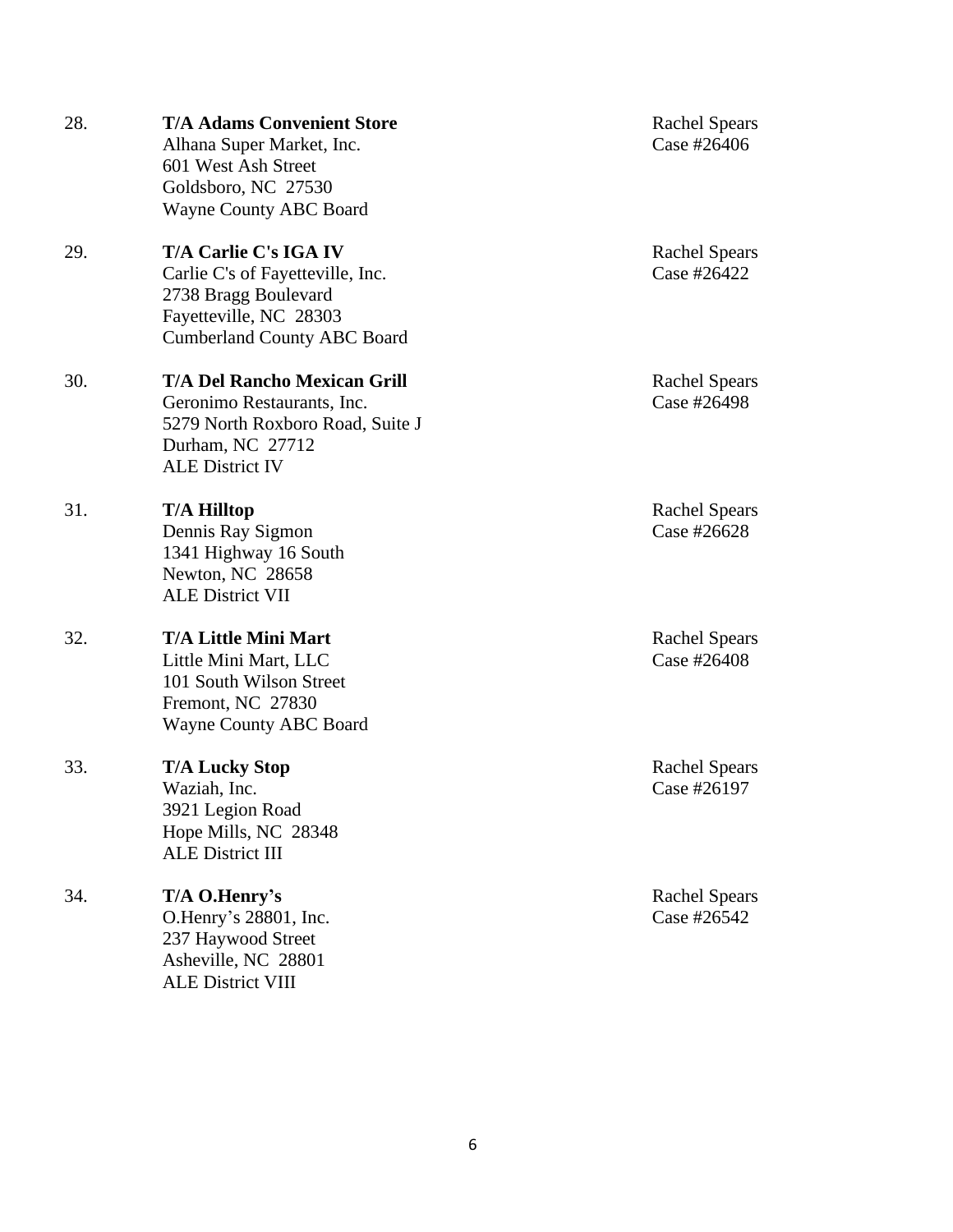28. **T/A Adams Convenient Store**
    Alhana Super Market, Inc.
    601 West Ash Street
    Goldsboro, NC 27530
    Wayne County ABC Board

    Rachel Spears
    Case #26406

29. **T/A Carlie C's IGA IV**
    Carlie C's of Fayetteville, Inc.
    2738 Bragg Boulevard
    Fayetteville, NC 28303
    Cumberland County ABC Board

    Rachel Spears
    Case #26422

30. **T/A Del Rancho Mexican Grill**
    Geronimo Restaurants, Inc.
    5279 North Roxboro Road, Suite J
    Durham, NC 27712
    ALE District IV

    Rachel Spears
    Case #26498

31. **T/A Hilltop**
    Dennis Ray Sigmon
    1341 Highway 16 South
    Newton, NC 28658
    ALE District VII

    Rachel Spears
    Case #26628

32. **T/A Little Mini Mart**
    Little Mini Mart, LLC
    101 South Wilson Street
    Fremont, NC 27830
    Wayne County ABC Board

    Rachel Spears
    Case #26408

33. **T/A Lucky Stop**
    Waziah, Inc.
    3921 Legion Road
    Hope Mills, NC 28348
    ALE District III

    Rachel Spears
    Case #26197

34. **T/A O.Henry's**
    O.Henry's 28801, Inc.
    237 Haywood Street
    Asheville, NC 28801
    ALE District VIII

    Rachel Spears
    Case #26542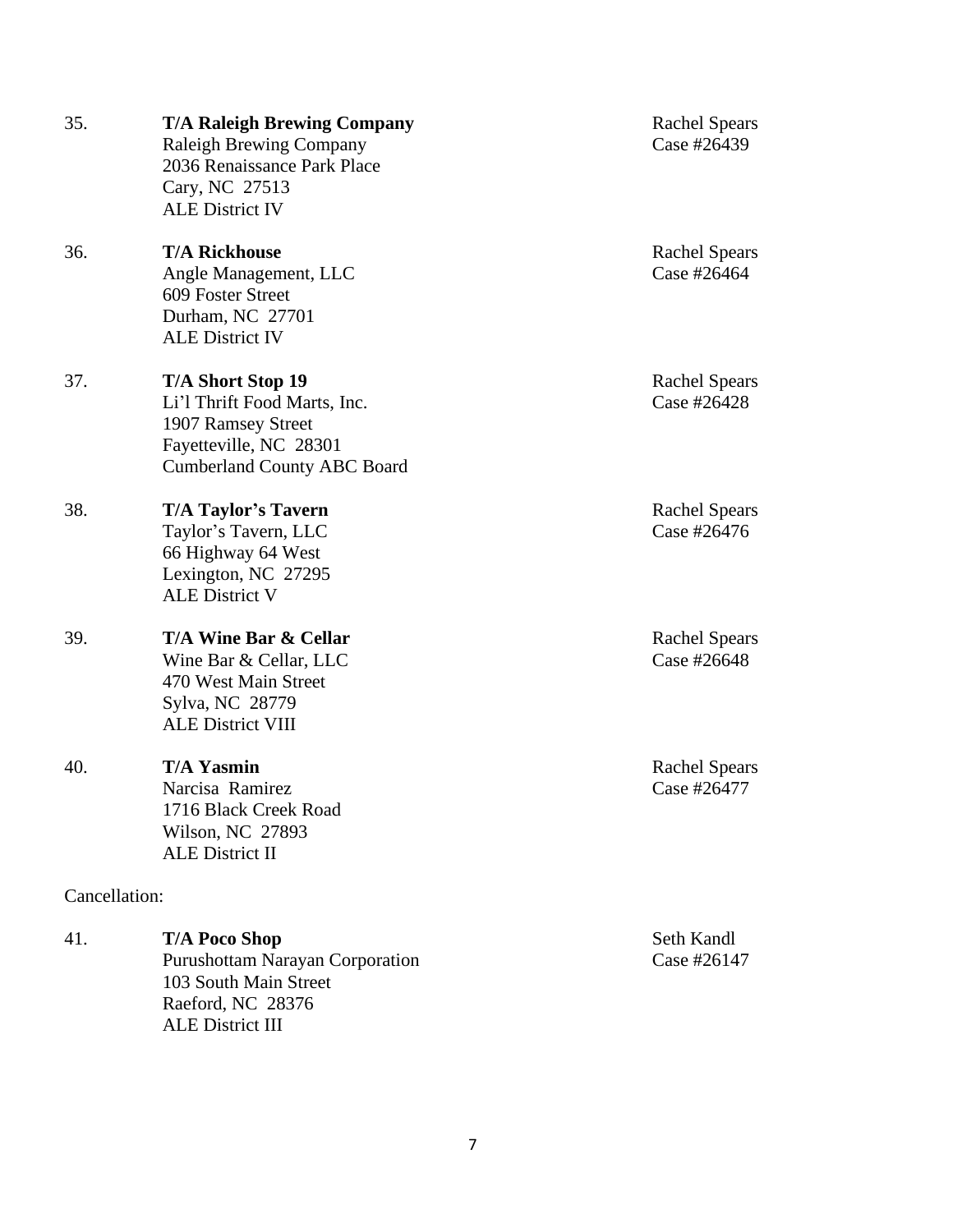35. **T/A Raleigh Brewing Company**
Raleigh Brewing Company
2036 Renaissance Park Place
Cary, NC 27513
ALE District IV

Rachel Spears
Case #26439

36. **T/A Rickhouse**
Angle Management, LLC
609 Foster Street
Durham, NC 27701
ALE District IV

Rachel Spears
Case #26464

37. **T/A Short Stop 19**
Li'l Thrift Food Marts, Inc.
1907 Ramsey Street
Fayetteville, NC 28301
Cumberland County ABC Board

Rachel Spears
Case #26428

38. **T/A Taylor's Tavern**
Taylor's Tavern, LLC
66 Highway 64 West
Lexington, NC 27295
ALE District V

Rachel Spears
Case #26476

39. **T/A Wine Bar & Cellar**
Wine Bar & Cellar, LLC
470 West Main Street
Sylva, NC 28779
ALE District VIII

Rachel Spears
Case #26648

40. **T/A Yasmin**
Narcisa Ramirez
1716 Black Creek Road
Wilson, NC 27893
ALE District II

Rachel Spears
Case #26477

Cancellation:

41. **T/A Poco Shop**
Purushottam Narayan Corporation
103 South Main Street
Raeford, NC 28376
ALE District III

Seth Kandl
Case #26147